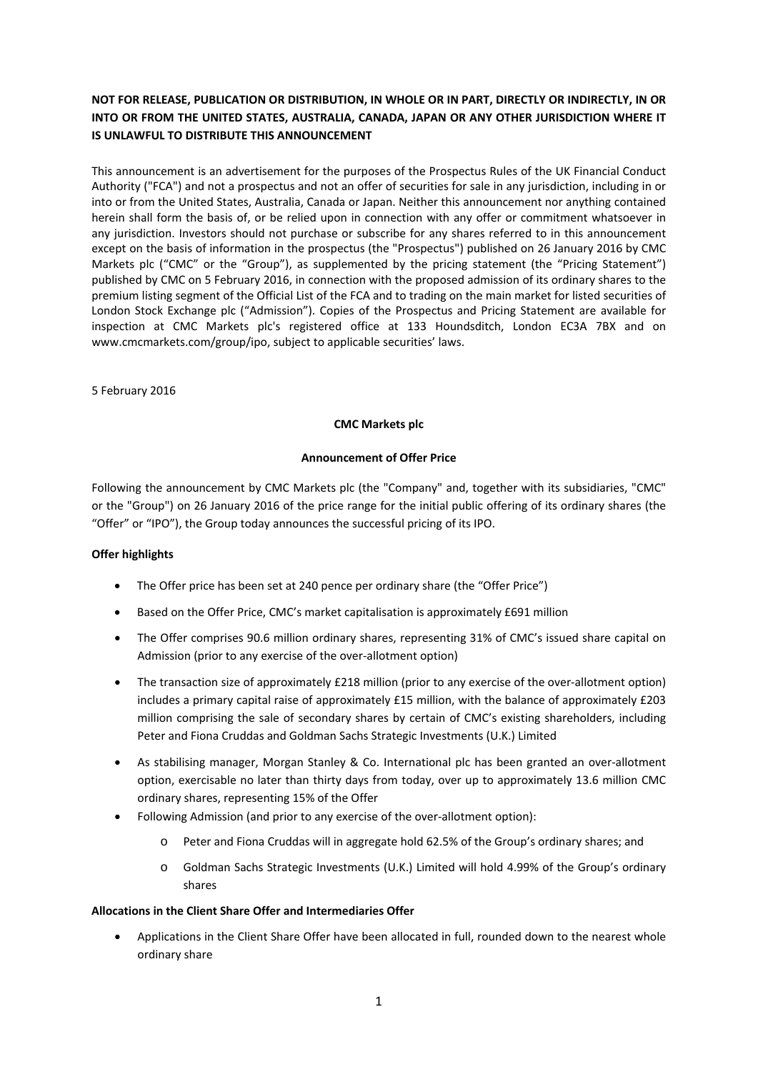**NOT FOR RELEASE, PUBLICATION OR DISTRIBUTION, IN WHOLE OR IN PART, DIRECTLY OR INDIRECTLY, IN OR INTO OR FROM THE UNITED STATES, AUSTRALIA, CANADA, JAPAN OR ANY OTHER JURISDICTION WHERE IT IS UNLAWFUL TO DISTRIBUTE THIS ANNOUNCEMENT**

This announcement is an advertisement for the purposes of the Prospectus Rules of the UK Financial Conduct Authority ("FCA") and not a prospectus and not an offer of securities for sale in any jurisdiction, including in or into or from the United States, Australia, Canada or Japan. Neither this announcement nor anything contained herein shall form the basis of, or be relied upon in connection with any offer or commitment whatsoever in any jurisdiction. Investors should not purchase or subscribe for any shares referred to in this announcement except on the basis of information in the prospectus (the "Prospectus") published on 26 January 2016 by CMC Markets plc ("CMC" or the "Group"), as supplemented by the pricing statement (the "Pricing Statement") published by CMC on 5 February 2016, in connection with the proposed admission of its ordinary shares to the premium listing segment of the Official List of the FCA and to trading on the main market for listed securities of London Stock Exchange plc ("Admission"). Copies of the Prospectus and Pricing Statement are available for inspection at CMC Markets plc's registered office at 133 Houndsditch, London EC3A 7BX and on www.cmcmarkets.com/group/ipo, subject to applicable securities' laws.

5 February 2016

**CMC Markets plc**

**Announcement of Offer Price**

Following the announcement by CMC Markets plc (the "Company" and, together with its subsidiaries, "CMC" or the "Group") on 26 January 2016 of the price range for the initial public offering of its ordinary shares (the "Offer" or "IPO"), the Group today announces the successful pricing of its IPO.

**Offer highlights**

- The Offer price has been set at 240 pence per ordinary share (the "Offer Price")
- Based on the Offer Price, CMC's market capitalisation is approximately £691 million
- The Offer comprises 90.6 million ordinary shares, representing 31% of CMC's issued share capital on Admission (prior to any exercise of the over-allotment option)
- The transaction size of approximately £218 million (prior to any exercise of the over-allotment option) includes a primary capital raise of approximately £15 million, with the balance of approximately £203 million comprising the sale of secondary shares by certain of CMC's existing shareholders, including Peter and Fiona Cruddas and Goldman Sachs Strategic Investments (U.K.) Limited
- As stabilising manager, Morgan Stanley & Co. International plc has been granted an over-allotment option, exercisable no later than thirty days from today, over up to approximately 13.6 million CMC ordinary shares, representing 15% of the Offer
- Following Admission (and prior to any exercise of the over-allotment option):
  - Peter and Fiona Cruddas will in aggregate hold 62.5% of the Group's ordinary shares; and
  - Goldman Sachs Strategic Investments (U.K.) Limited will hold 4.99% of the Group's ordinary shares

**Allocations in the Client Share Offer and Intermediaries Offer**

- Applications in the Client Share Offer have been allocated in full, rounded down to the nearest whole ordinary share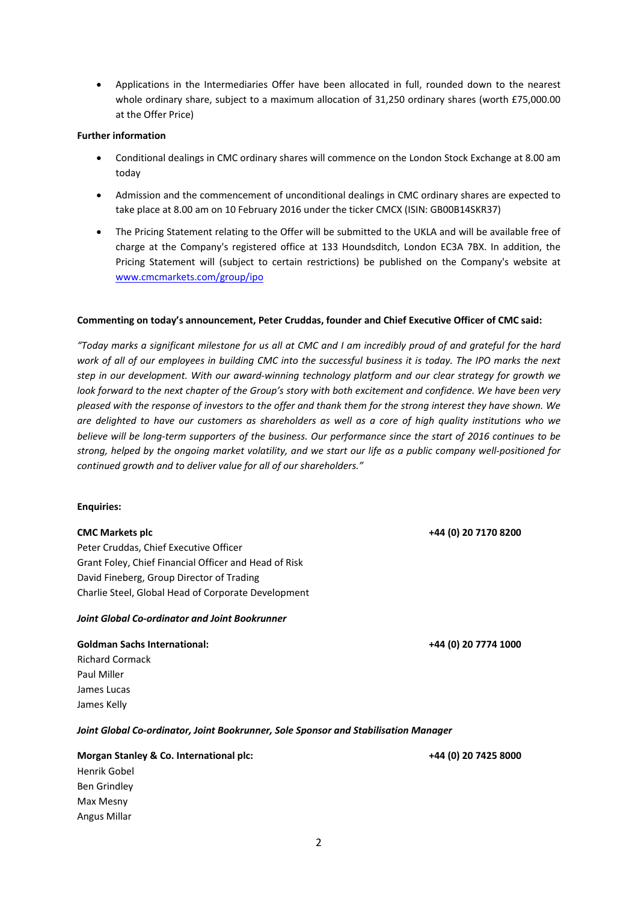- Applications in the Intermediaries Offer have been allocated in full, rounded down to the nearest whole ordinary share, subject to a maximum allocation of 31,250 ordinary shares (worth £75,000.00 at the Offer Price)

**Further information**

- Conditional dealings in CMC ordinary shares will commence on the London Stock Exchange at 8.00 am today
- Admission and the commencement of unconditional dealings in CMC ordinary shares are expected to take place at 8.00 am on 10 February 2016 under the ticker CMCX (ISIN: GB00B14SKR37)
- The Pricing Statement relating to the Offer will be submitted to the UKLA and will be available free of charge at the Company's registered office at 133 Houndsditch, London EC3A 7BX. In addition, the Pricing Statement will (subject to certain restrictions) be published on the Company's website at www.cmcmarkets.com/group/ipo

**Commenting on today's announcement, Peter Cruddas, founder and Chief Executive Officer of CMC said:**

*"Today marks a significant milestone for us all at CMC and I am incredibly proud of and grateful for the hard work of all of our employees in building CMC into the successful business it is today. The IPO marks the next step in our development. With our award-winning technology platform and our clear strategy for growth we look forward to the next chapter of the Group's story with both excitement and confidence. We have been very pleased with the response of investors to the offer and thank them for the strong interest they have shown. We are delighted to have our customers as shareholders as well as a core of high quality institutions who we believe will be long-term supporters of the business. Our performance since the start of 2016 continues to be strong, helped by the ongoing market volatility, and we start our life as a public company well-positioned for continued growth and to deliver value for all of our shareholders."*

**Enquiries:**

**CMC Markets plc** **+44 (0) 20 7170 8200**

Peter Cruddas, Chief Executive Officer
Grant Foley, Chief Financial Officer and Head of Risk
David Fineberg, Group Director of Trading
Charlie Steel, Global Head of Corporate Development

***Joint Global Co-ordinator and Joint Bookrunner***

**Goldman Sachs International:** **+44 (0) 20 7774 1000**

Richard Cormack
Paul Miller
James Lucas
James Kelly

***Joint Global Co-ordinator, Joint Bookrunner, Sole Sponsor and Stabilisation Manager***

**Morgan Stanley & Co. International plc:** **+44 (0) 20 7425 8000**

Henrik Gobel
Ben Grindley
Max Mesny
Angus Millar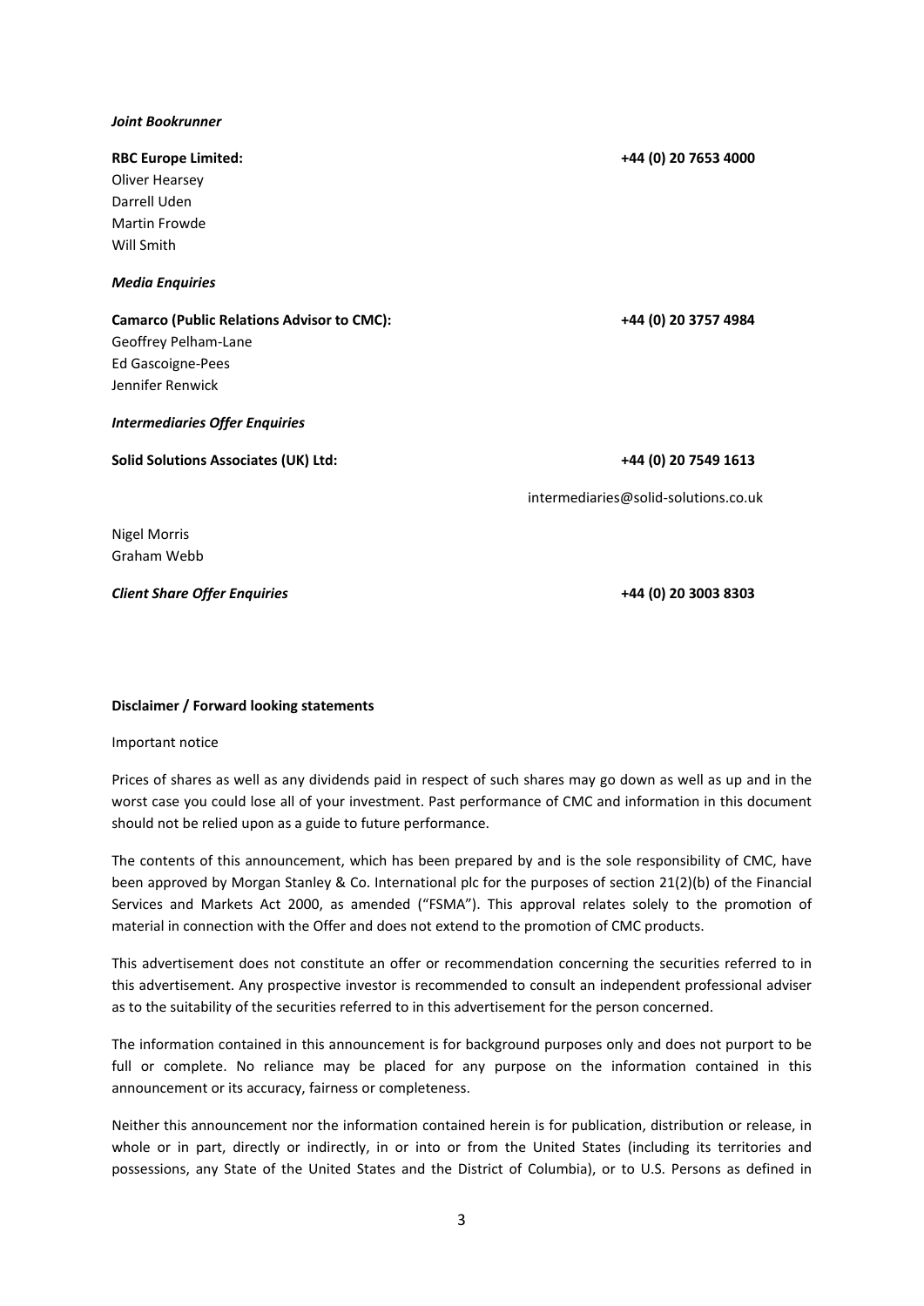***Joint Bookrunner***

**RBC Europe Limited:** **+44 (0) 20 7653 4000**
Oliver Hearsey
Darrell Uden
Martin Frowde
Will Smith

***Media Enquiries***

**Camarco (Public Relations Advisor to CMC):** **+44 (0) 20 3757 4984**
Geoffrey Pelham-Lane
Ed Gascoigne-Pees
Jennifer Renwick

***Intermediaries Offer Enquiries***

**Solid Solutions Associates (UK) Ltd:** **+44 (0) 20 7549 1613**

intermediaries@solid-solutions.co.uk

Nigel Morris
Graham Webb

***Client Share Offer Enquiries*** **+44 (0) 20 3003 8303**

**Disclaimer / Forward looking statements**

Important notice

Prices of shares as well as any dividends paid in respect of such shares may go down as well as up and in the worst case you could lose all of your investment. Past performance of CMC and information in this document should not be relied upon as a guide to future performance.

The contents of this announcement, which has been prepared by and is the sole responsibility of CMC, have been approved by Morgan Stanley & Co. International plc for the purposes of section 21(2)(b) of the Financial Services and Markets Act 2000, as amended ("FSMA"). This approval relates solely to the promotion of material in connection with the Offer and does not extend to the promotion of CMC products.

This advertisement does not constitute an offer or recommendation concerning the securities referred to in this advertisement. Any prospective investor is recommended to consult an independent professional adviser as to the suitability of the securities referred to in this advertisement for the person concerned.

The information contained in this announcement is for background purposes only and does not purport to be full or complete. No reliance may be placed for any purpose on the information contained in this announcement or its accuracy, fairness or completeness.

Neither this announcement nor the information contained herein is for publication, distribution or release, in whole or in part, directly or indirectly, in or into or from the United States (including its territories and possessions, any State of the United States and the District of Columbia), or to U.S. Persons as defined in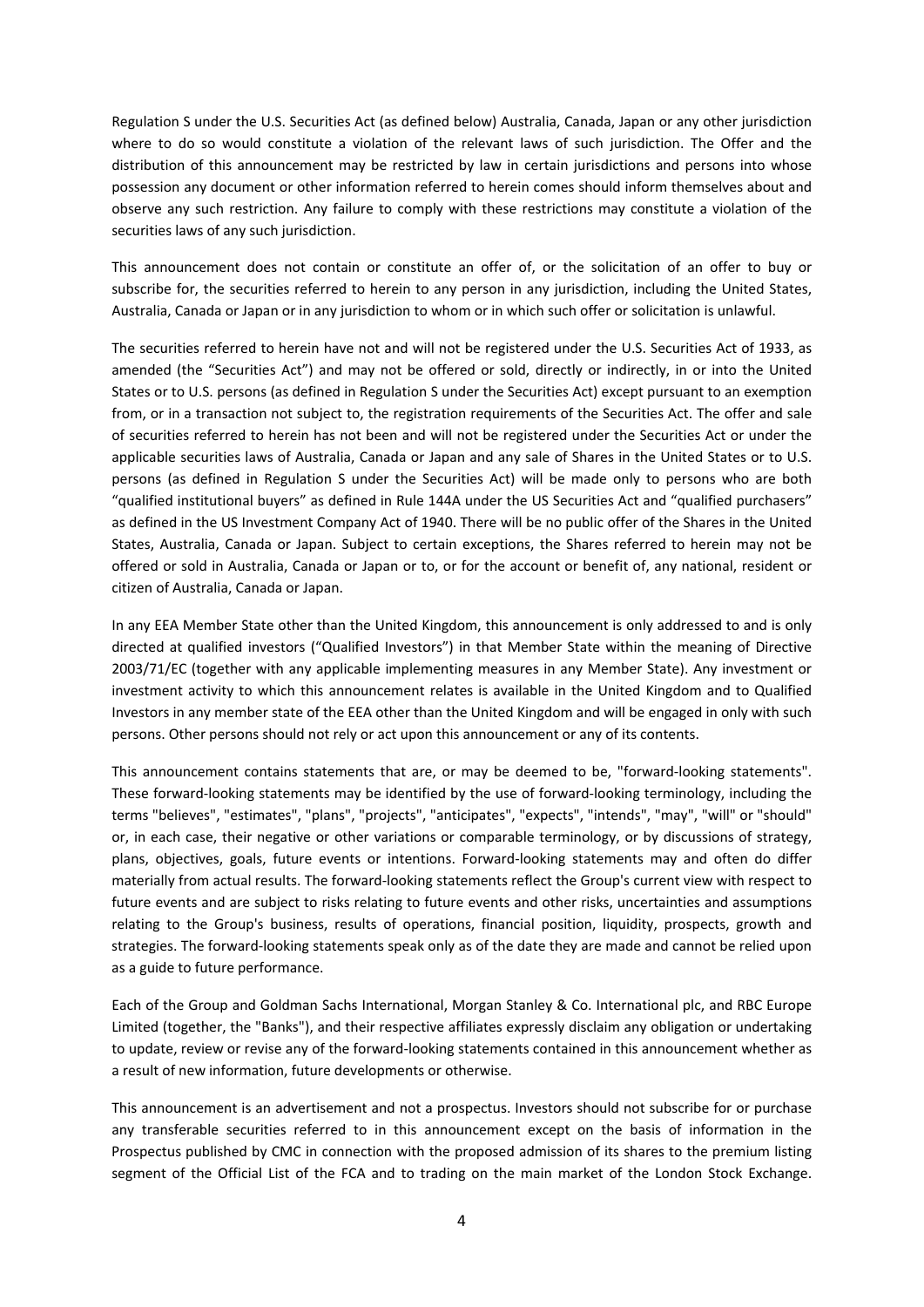Regulation S under the U.S. Securities Act (as defined below) Australia, Canada, Japan or any other jurisdiction where to do so would constitute a violation of the relevant laws of such jurisdiction. The Offer and the distribution of this announcement may be restricted by law in certain jurisdictions and persons into whose possession any document or other information referred to herein comes should inform themselves about and observe any such restriction. Any failure to comply with these restrictions may constitute a violation of the securities laws of any such jurisdiction.

This announcement does not contain or constitute an offer of, or the solicitation of an offer to buy or subscribe for, the securities referred to herein to any person in any jurisdiction, including the United States, Australia, Canada or Japan or in any jurisdiction to whom or in which such offer or solicitation is unlawful.

The securities referred to herein have not and will not be registered under the U.S. Securities Act of 1933, as amended (the "Securities Act") and may not be offered or sold, directly or indirectly, in or into the United States or to U.S. persons (as defined in Regulation S under the Securities Act) except pursuant to an exemption from, or in a transaction not subject to, the registration requirements of the Securities Act. The offer and sale of securities referred to herein has not been and will not be registered under the Securities Act or under the applicable securities laws of Australia, Canada or Japan and any sale of Shares in the United States or to U.S. persons (as defined in Regulation S under the Securities Act) will be made only to persons who are both "qualified institutional buyers" as defined in Rule 144A under the US Securities Act and "qualified purchasers" as defined in the US Investment Company Act of 1940. There will be no public offer of the Shares in the United States, Australia, Canada or Japan. Subject to certain exceptions, the Shares referred to herein may not be offered or sold in Australia, Canada or Japan or to, or for the account or benefit of, any national, resident or citizen of Australia, Canada or Japan.

In any EEA Member State other than the United Kingdom, this announcement is only addressed to and is only directed at qualified investors ("Qualified Investors") in that Member State within the meaning of Directive 2003/71/EC (together with any applicable implementing measures in any Member State). Any investment or investment activity to which this announcement relates is available in the United Kingdom and to Qualified Investors in any member state of the EEA other than the United Kingdom and will be engaged in only with such persons. Other persons should not rely or act upon this announcement or any of its contents.

This announcement contains statements that are, or may be deemed to be, "forward-looking statements". These forward-looking statements may be identified by the use of forward-looking terminology, including the terms "believes", "estimates", "plans", "projects", "anticipates", "expects", "intends", "may", "will" or "should" or, in each case, their negative or other variations or comparable terminology, or by discussions of strategy, plans, objectives, goals, future events or intentions. Forward-looking statements may and often do differ materially from actual results. The forward-looking statements reflect the Group's current view with respect to future events and are subject to risks relating to future events and other risks, uncertainties and assumptions relating to the Group's business, results of operations, financial position, liquidity, prospects, growth and strategies. The forward-looking statements speak only as of the date they are made and cannot be relied upon as a guide to future performance.

Each of the Group and Goldman Sachs International, Morgan Stanley & Co. International plc, and RBC Europe Limited (together, the "Banks"), and their respective affiliates expressly disclaim any obligation or undertaking to update, review or revise any of the forward-looking statements contained in this announcement whether as a result of new information, future developments or otherwise.

This announcement is an advertisement and not a prospectus. Investors should not subscribe for or purchase any transferable securities referred to in this announcement except on the basis of information in the Prospectus published by CMC in connection with the proposed admission of its shares to the premium listing segment of the Official List of the FCA and to trading on the main market of the London Stock Exchange.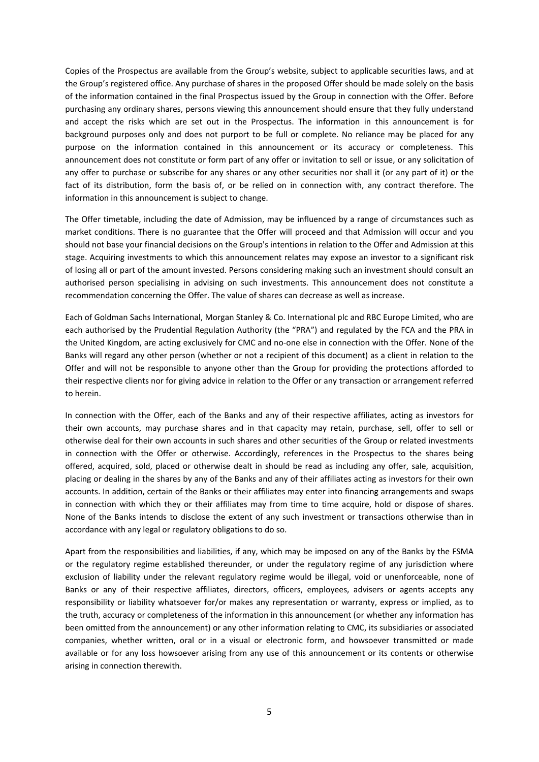Copies of the Prospectus are available from the Group's website, subject to applicable securities laws, and at the Group's registered office. Any purchase of shares in the proposed Offer should be made solely on the basis of the information contained in the final Prospectus issued by the Group in connection with the Offer. Before purchasing any ordinary shares, persons viewing this announcement should ensure that they fully understand and accept the risks which are set out in the Prospectus. The information in this announcement is for background purposes only and does not purport to be full or complete. No reliance may be placed for any purpose on the information contained in this announcement or its accuracy or completeness. This announcement does not constitute or form part of any offer or invitation to sell or issue, or any solicitation of any offer to purchase or subscribe for any shares or any other securities nor shall it (or any part of it) or the fact of its distribution, form the basis of, or be relied on in connection with, any contract therefore. The information in this announcement is subject to change.

The Offer timetable, including the date of Admission, may be influenced by a range of circumstances such as market conditions. There is no guarantee that the Offer will proceed and that Admission will occur and you should not base your financial decisions on the Group's intentions in relation to the Offer and Admission at this stage. Acquiring investments to which this announcement relates may expose an investor to a significant risk of losing all or part of the amount invested. Persons considering making such an investment should consult an authorised person specialising in advising on such investments. This announcement does not constitute a recommendation concerning the Offer. The value of shares can decrease as well as increase.

Each of Goldman Sachs International, Morgan Stanley & Co. International plc and RBC Europe Limited, who are each authorised by the Prudential Regulation Authority (the "PRA") and regulated by the FCA and the PRA in the United Kingdom, are acting exclusively for CMC and no-one else in connection with the Offer. None of the Banks will regard any other person (whether or not a recipient of this document) as a client in relation to the Offer and will not be responsible to anyone other than the Group for providing the protections afforded to their respective clients nor for giving advice in relation to the Offer or any transaction or arrangement referred to herein.

In connection with the Offer, each of the Banks and any of their respective affiliates, acting as investors for their own accounts, may purchase shares and in that capacity may retain, purchase, sell, offer to sell or otherwise deal for their own accounts in such shares and other securities of the Group or related investments in connection with the Offer or otherwise. Accordingly, references in the Prospectus to the shares being offered, acquired, sold, placed or otherwise dealt in should be read as including any offer, sale, acquisition, placing or dealing in the shares by any of the Banks and any of their affiliates acting as investors for their own accounts. In addition, certain of the Banks or their affiliates may enter into financing arrangements and swaps in connection with which they or their affiliates may from time to time acquire, hold or dispose of shares. None of the Banks intends to disclose the extent of any such investment or transactions otherwise than in accordance with any legal or regulatory obligations to do so.

Apart from the responsibilities and liabilities, if any, which may be imposed on any of the Banks by the FSMA or the regulatory regime established thereunder, or under the regulatory regime of any jurisdiction where exclusion of liability under the relevant regulatory regime would be illegal, void or unenforceable, none of Banks or any of their respective affiliates, directors, officers, employees, advisers or agents accepts any responsibility or liability whatsoever for/or makes any representation or warranty, express or implied, as to the truth, accuracy or completeness of the information in this announcement (or whether any information has been omitted from the announcement) or any other information relating to CMC, its subsidiaries or associated companies, whether written, oral or in a visual or electronic form, and howsoever transmitted or made available or for any loss howsoever arising from any use of this announcement or its contents or otherwise arising in connection therewith.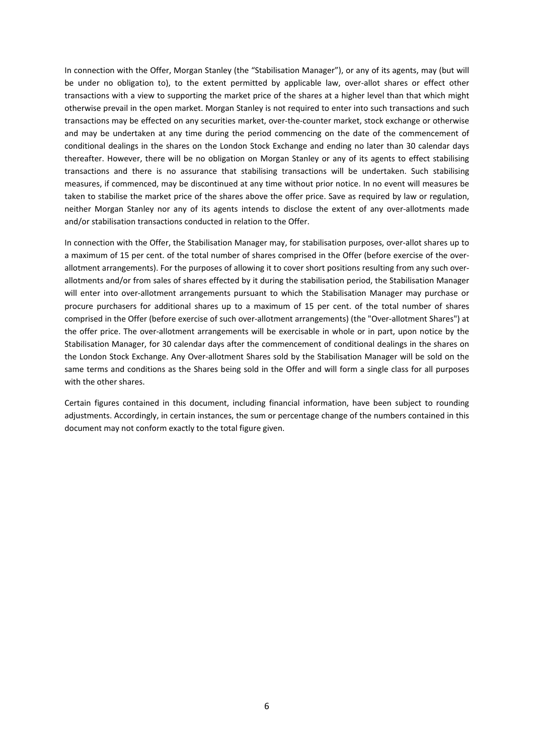In connection with the Offer, Morgan Stanley (the "Stabilisation Manager"), or any of its agents, may (but will be under no obligation to), to the extent permitted by applicable law, over-allot shares or effect other transactions with a view to supporting the market price of the shares at a higher level than that which might otherwise prevail in the open market. Morgan Stanley is not required to enter into such transactions and such transactions may be effected on any securities market, over-the-counter market, stock exchange or otherwise and may be undertaken at any time during the period commencing on the date of the commencement of conditional dealings in the shares on the London Stock Exchange and ending no later than 30 calendar days thereafter. However, there will be no obligation on Morgan Stanley or any of its agents to effect stabilising transactions and there is no assurance that stabilising transactions will be undertaken. Such stabilising measures, if commenced, may be discontinued at any time without prior notice. In no event will measures be taken to stabilise the market price of the shares above the offer price. Save as required by law or regulation, neither Morgan Stanley nor any of its agents intends to disclose the extent of any over-allotments made and/or stabilisation transactions conducted in relation to the Offer.

In connection with the Offer, the Stabilisation Manager may, for stabilisation purposes, over-allot shares up to a maximum of 15 per cent. of the total number of shares comprised in the Offer (before exercise of the over-allotment arrangements). For the purposes of allowing it to cover short positions resulting from any such over-allotments and/or from sales of shares effected by it during the stabilisation period, the Stabilisation Manager will enter into over-allotment arrangements pursuant to which the Stabilisation Manager may purchase or procure purchasers for additional shares up to a maximum of 15 per cent. of the total number of shares comprised in the Offer (before exercise of such over-allotment arrangements) (the "Over-allotment Shares") at the offer price. The over-allotment arrangements will be exercisable in whole or in part, upon notice by the Stabilisation Manager, for 30 calendar days after the commencement of conditional dealings in the shares on the London Stock Exchange. Any Over-allotment Shares sold by the Stabilisation Manager will be sold on the same terms and conditions as the Shares being sold in the Offer and will form a single class for all purposes with the other shares.

Certain figures contained in this document, including financial information, have been subject to rounding adjustments. Accordingly, in certain instances, the sum or percentage change of the numbers contained in this document may not conform exactly to the total figure given.